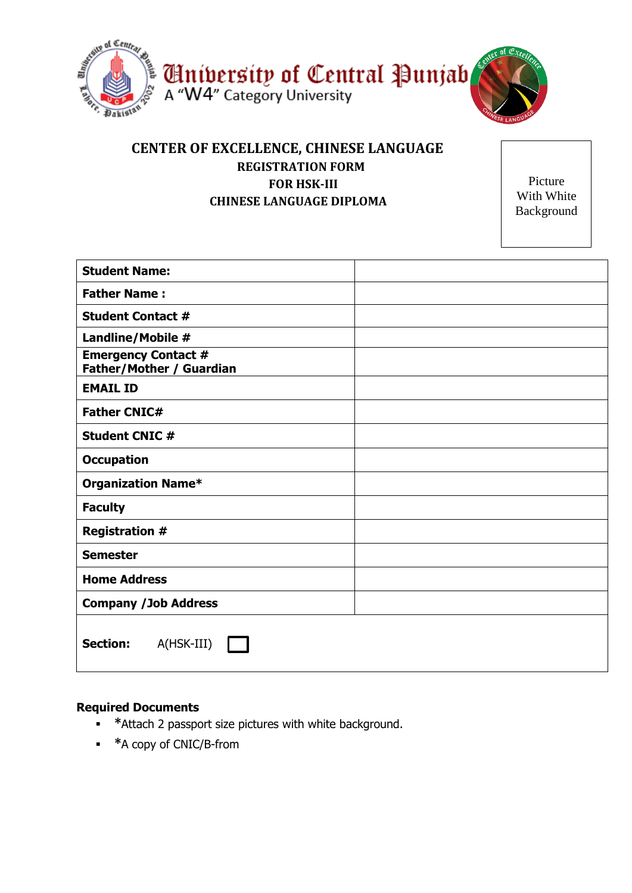# University of Central Punjab

A "W4" Category University

## CENTER OF EXCELLENCE, CHINESE LANGUAGE

**REGISTRATION FORM**

**FOR HSK-III**

**CHINESE LANGUAGE DIPLOMA**

Picture With White Background

| | |
|---|---|
| **Student Name:** | |
| **Father Name :** | |
| **Student Contact #** | |
| **Landline/Mobile #** | |
| **Emergency Contact # Father/Mother / Guardian** | |
| **EMAIL ID** | |
| **Father CNIC#** | |
| **Student CNIC #** | |
| **Occupation** | |
| **Organization Name*** | |
| **Faculty** | |
| **Registration #** | |
| **Semester** | |
| **Home Address** | |
| **Company /Job Address** | |
| **Section:** A(HSK-III) ☐ | |

**Required Documents**

- *Attach 2 passport size pictures with white background.
- *A copy of CNIC/B-from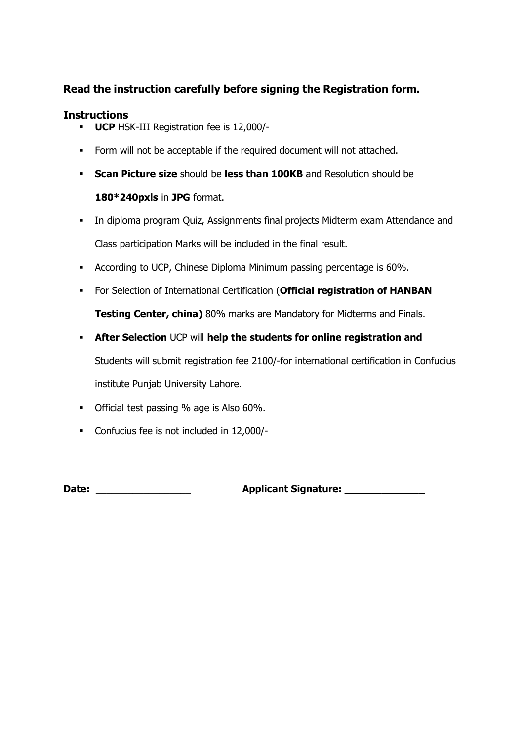**Read the instruction carefully before signing the Registration form.**

**Instructions**

- **UCP** HSK-III Registration fee is 12,000/-
- Form will not be acceptable if the required document will not attached.
- **Scan Picture size** should be **less than 100KB** and Resolution should be **180*240pxls** in **JPG** format.
- In diploma program Quiz, Assignments final projects Midterm exam Attendance and Class participation Marks will be included in the final result.
- According to UCP, Chinese Diploma Minimum passing percentage is 60%.
- For Selection of International Certification (**Official registration of HANBAN Testing Center, china)** 80% marks are Mandatory for Midterms and Finals.
- **After Selection** UCP will **help the students for online registration and** Students will submit registration fee 2100/-for international certification in Confucius institute Punjab University Lahore.
- Official test passing % age is Also 60%.
- Confucius fee is not included in 12,000/-

**Date:** _________________ **Applicant Signature: _____________**